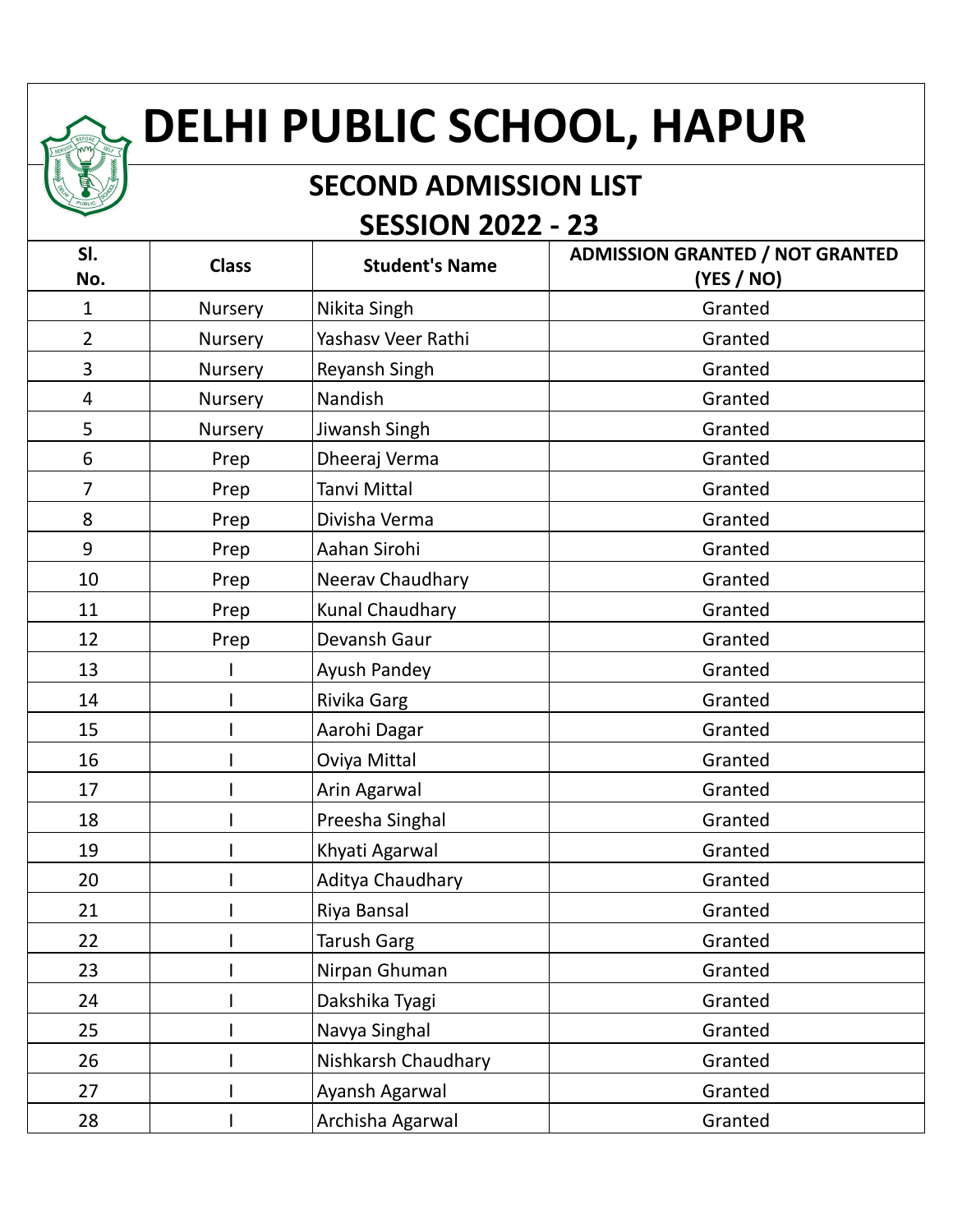# DELHI PUBLIC SCHOOL, HAPUR

## SECOND ADMISSION LIST

## SESSION 2022 - 23

| Sl. No. | Class | Student's Name | ADMISSION GRANTED / NOT GRANTED (YES / NO) |
|---|---|---|---|
| 1 | Nursery | Nikita Singh | Granted |
| 2 | Nursery | Yashasv Veer Rathi | Granted |
| 3 | Nursery | Reyansh Singh | Granted |
| 4 | Nursery | Nandish | Granted |
| 5 | Nursery | Jiwansh Singh | Granted |
| 6 | Prep | Dheeraj Verma | Granted |
| 7 | Prep | Tanvi Mittal | Granted |
| 8 | Prep | Divisha Verma | Granted |
| 9 | Prep | Aahan Sirohi | Granted |
| 10 | Prep | Neerav Chaudhary | Granted |
| 11 | Prep | Kunal Chaudhary | Granted |
| 12 | Prep | Devansh Gaur | Granted |
| 13 | I | Ayush Pandey | Granted |
| 14 | I | Rivika Garg | Granted |
| 15 | I | Aarohi Dagar | Granted |
| 16 | I | Oviya Mittal | Granted |
| 17 | I | Arin Agarwal | Granted |
| 18 | I | Preesha Singhal | Granted |
| 19 | I | Khyati Agarwal | Granted |
| 20 | I | Aditya Chaudhary | Granted |
| 21 | I | Riya Bansal | Granted |
| 22 | I | Tarush Garg | Granted |
| 23 | I | Nirpan Ghuman | Granted |
| 24 | I | Dakshika Tyagi | Granted |
| 25 | I | Navya Singhal | Granted |
| 26 | I | Nishkarsh Chaudhary | Granted |
| 27 | I | Ayansh Agarwal | Granted |
| 28 | I | Archisha Agarwal | Granted |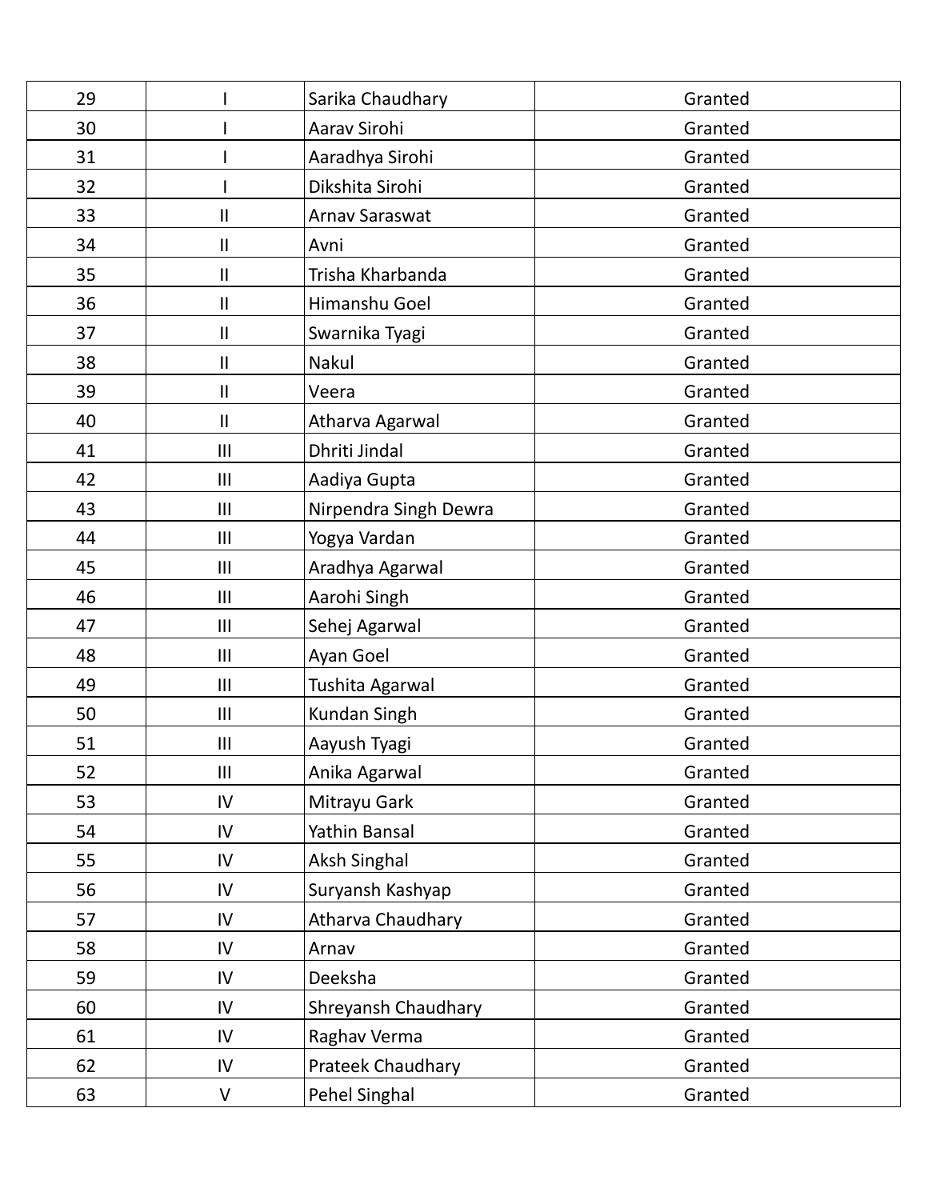| | | | |
|---|---|---|---|
| 29 | I | Sarika Chaudhary | Granted |
| 30 | I | Aarav Sirohi | Granted |
| 31 | I | Aaradhya Sirohi | Granted |
| 32 | I | Dikshita Sirohi | Granted |
| 33 | II | Arnav Saraswat | Granted |
| 34 | II | Avni | Granted |
| 35 | II | Trisha Kharbanda | Granted |
| 36 | II | Himanshu Goel | Granted |
| 37 | II | Swarnika Tyagi | Granted |
| 38 | II | Nakul | Granted |
| 39 | II | Veera | Granted |
| 40 | II | Atharva Agarwal | Granted |
| 41 | III | Dhriti Jindal | Granted |
| 42 | III | Aadiya Gupta | Granted |
| 43 | III | Nirpendra Singh Dewra | Granted |
| 44 | III | Yogya Vardan | Granted |
| 45 | III | Aradhya Agarwal | Granted |
| 46 | III | Aarohi Singh | Granted |
| 47 | III | Sehej Agarwal | Granted |
| 48 | III | Ayan Goel | Granted |
| 49 | III | Tushita Agarwal | Granted |
| 50 | III | Kundan Singh | Granted |
| 51 | III | Aayush Tyagi | Granted |
| 52 | III | Anika Agarwal | Granted |
| 53 | IV | Mitrayu Gark | Granted |
| 54 | IV | Yathin Bansal | Granted |
| 55 | IV | Aksh Singhal | Granted |
| 56 | IV | Suryansh Kashyap | Granted |
| 57 | IV | Atharva Chaudhary | Granted |
| 58 | IV | Arnav | Granted |
| 59 | IV | Deeksha | Granted |
| 60 | IV | Shreyansh Chaudhary | Granted |
| 61 | IV | Raghav Verma | Granted |
| 62 | IV | Prateek Chaudhary | Granted |
| 63 | V | Pehel Singhal | Granted |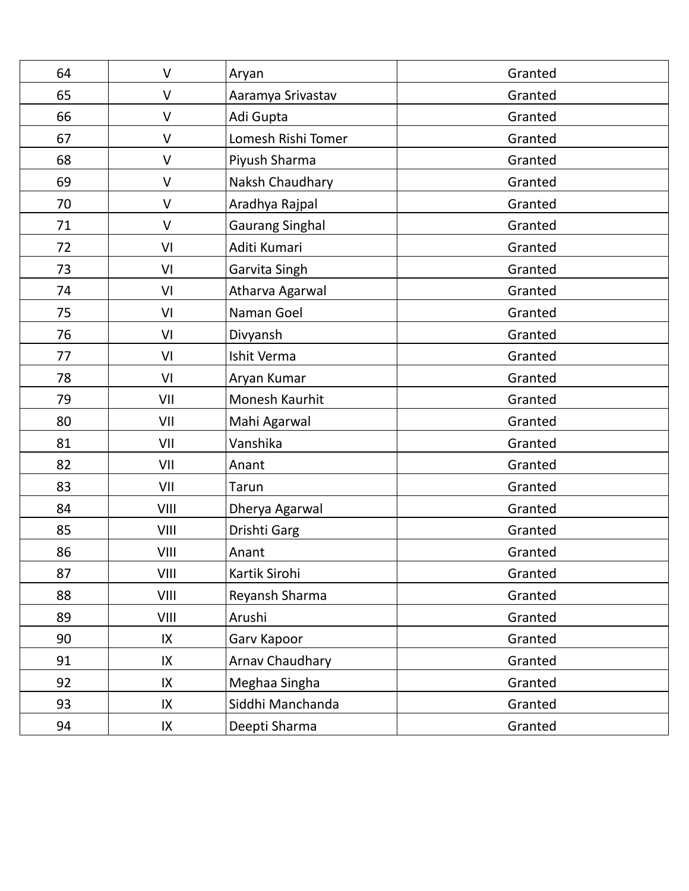| | | | |
|---|---|---|---|
| 64 | V | Aryan | Granted |
| 65 | V | Aaramya Srivastav | Granted |
| 66 | V | Adi Gupta | Granted |
| 67 | V | Lomesh Rishi Tomer | Granted |
| 68 | V | Piyush Sharma | Granted |
| 69 | V | Naksh Chaudhary | Granted |
| 70 | V | Aradhya Rajpal | Granted |
| 71 | V | Gaurang Singhal | Granted |
| 72 | VI | Aditi Kumari | Granted |
| 73 | VI | Garvita Singh | Granted |
| 74 | VI | Atharva Agarwal | Granted |
| 75 | VI | Naman Goel | Granted |
| 76 | VI | Divyansh | Granted |
| 77 | VI | Ishit Verma | Granted |
| 78 | VI | Aryan Kumar | Granted |
| 79 | VII | Monesh Kaurhit | Granted |
| 80 | VII | Mahi Agarwal | Granted |
| 81 | VII | Vanshika | Granted |
| 82 | VII | Anant | Granted |
| 83 | VII | Tarun | Granted |
| 84 | VIII | Dherya Agarwal | Granted |
| 85 | VIII | Drishti Garg | Granted |
| 86 | VIII | Anant | Granted |
| 87 | VIII | Kartik Sirohi | Granted |
| 88 | VIII | Reyansh Sharma | Granted |
| 89 | VIII | Arushi | Granted |
| 90 | IX | Garv Kapoor | Granted |
| 91 | IX | Arnav Chaudhary | Granted |
| 92 | IX | Meghaa Singha | Granted |
| 93 | IX | Siddhi Manchanda | Granted |
| 94 | IX | Deepti Sharma | Granted |